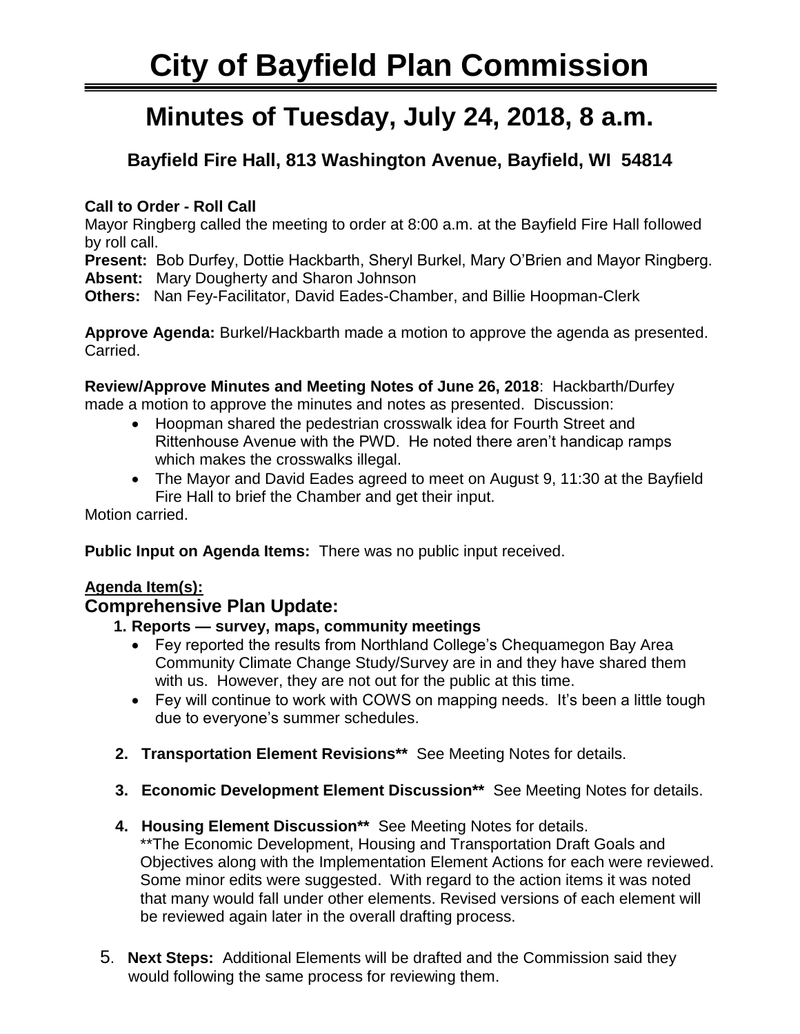# City of Bayfield Plan Commission

## Minutes of Tuesday, July 24, 2018, 8 a.m.

### Bayfield Fire Hall, 813 Washington Avenue, Bayfield, WI 54814

**Call to Order - Roll Call**
Mayor Ringberg called the meeting to order at 8:00 a.m. at the Bayfield Fire Hall followed by roll call.
**Present:** Bob Durfey, Dottie Hackbarth, Sheryl Burkel, Mary O'Brien and Mayor Ringberg.
**Absent:** Mary Dougherty and Sharon Johnson
**Others:** Nan Fey-Facilitator, David Eades-Chamber, and Billie Hoopman-Clerk

**Approve Agenda:** Burkel/Hackbarth made a motion to approve the agenda as presented. Carried.

**Review/Approve Minutes and Meeting Notes of June 26, 2018**: Hackbarth/Durfey made a motion to approve the minutes and notes as presented. Discussion:

- Hoopman shared the pedestrian crosswalk idea for Fourth Street and Rittenhouse Avenue with the PWD. He noted there aren't handicap ramps which makes the crosswalks illegal.
- The Mayor and David Eades agreed to meet on August 9, 11:30 at the Bayfield Fire Hall to brief the Chamber and get their input.

Motion carried.

**Public Input on Agenda Items:** There was no public input received.

**Agenda Item(s):**

## Comprehensive Plan Update:

**1. Reports — survey, maps, community meetings**

- Fey reported the results from Northland College's Chequamegon Bay Area Community Climate Change Study/Survey are in and they have shared them with us. However, they are not out for the public at this time.
- Fey will continue to work with COWS on mapping needs. It's been a little tough due to everyone's summer schedules.

**2. Transportation Element Revisions**** See Meeting Notes for details.

**3. Economic Development Element Discussion**** See Meeting Notes for details.

**4. Housing Element Discussion**** See Meeting Notes for details.
**The Economic Development, Housing and Transportation Draft Goals and Objectives along with the Implementation Element Actions for each were reviewed. Some minor edits were suggested. With regard to the action items it was noted that many would fall under other elements. Revised versions of each element will be reviewed again later in the overall drafting process.

5. **Next Steps:** Additional Elements will be drafted and the Commission said they would following the same process for reviewing them.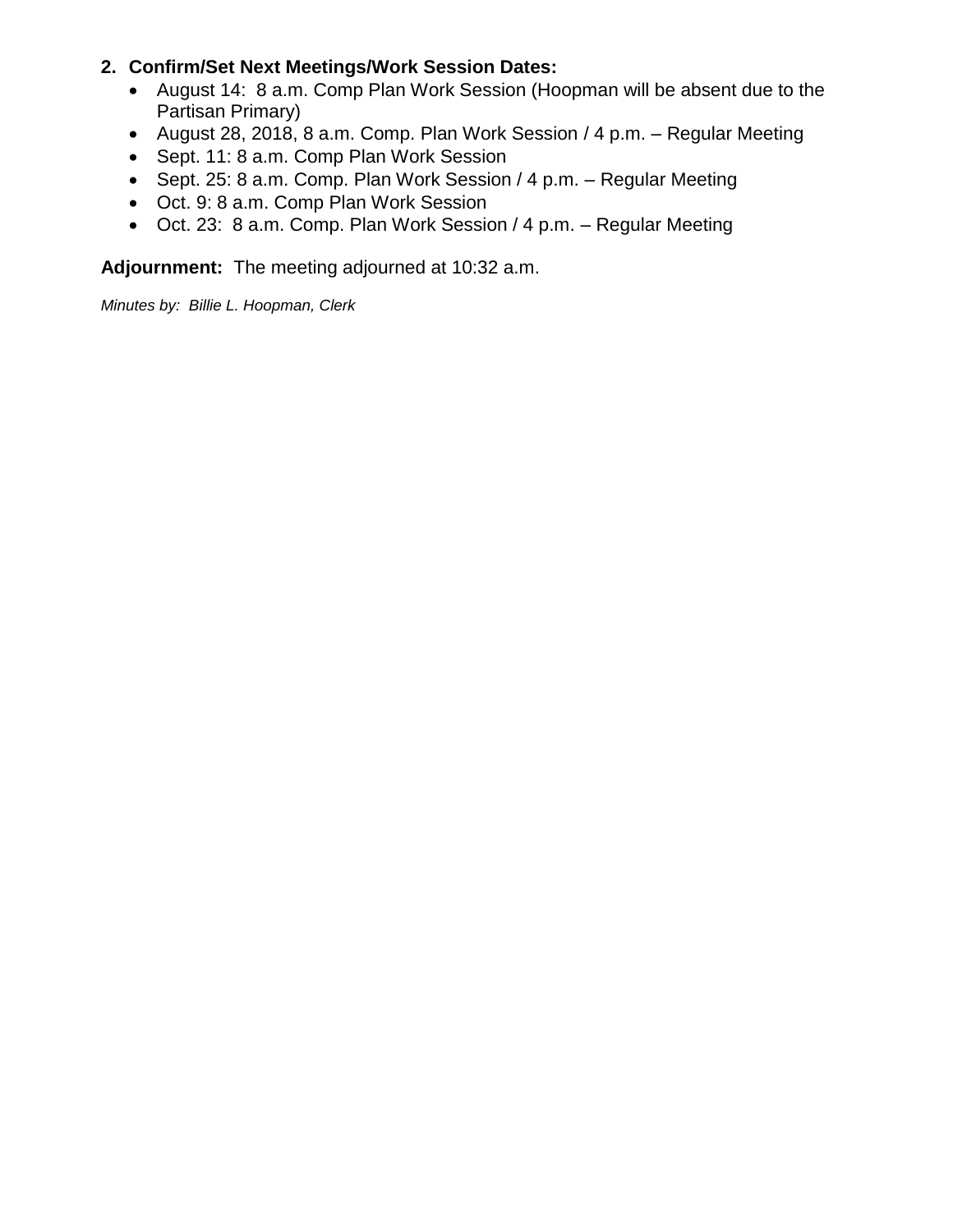2. **Confirm/Set Next Meetings/Work Session Dates:**
   - August 14:  8 a.m. Comp Plan Work Session (Hoopman will be absent due to the Partisan Primary)
   - August 28, 2018, 8 a.m. Comp. Plan Work Session / 4 p.m. – Regular Meeting
   - Sept. 11: 8 a.m. Comp Plan Work Session
   - Sept. 25: 8 a.m. Comp. Plan Work Session / 4 p.m. – Regular Meeting
   - Oct. 9: 8 a.m. Comp Plan Work Session
   - Oct. 23:  8 a.m. Comp. Plan Work Session / 4 p.m. – Regular Meeting

**Adjournment:**  The meeting adjourned at 10:32 a.m.

*Minutes by:  Billie L. Hoopman, Clerk*